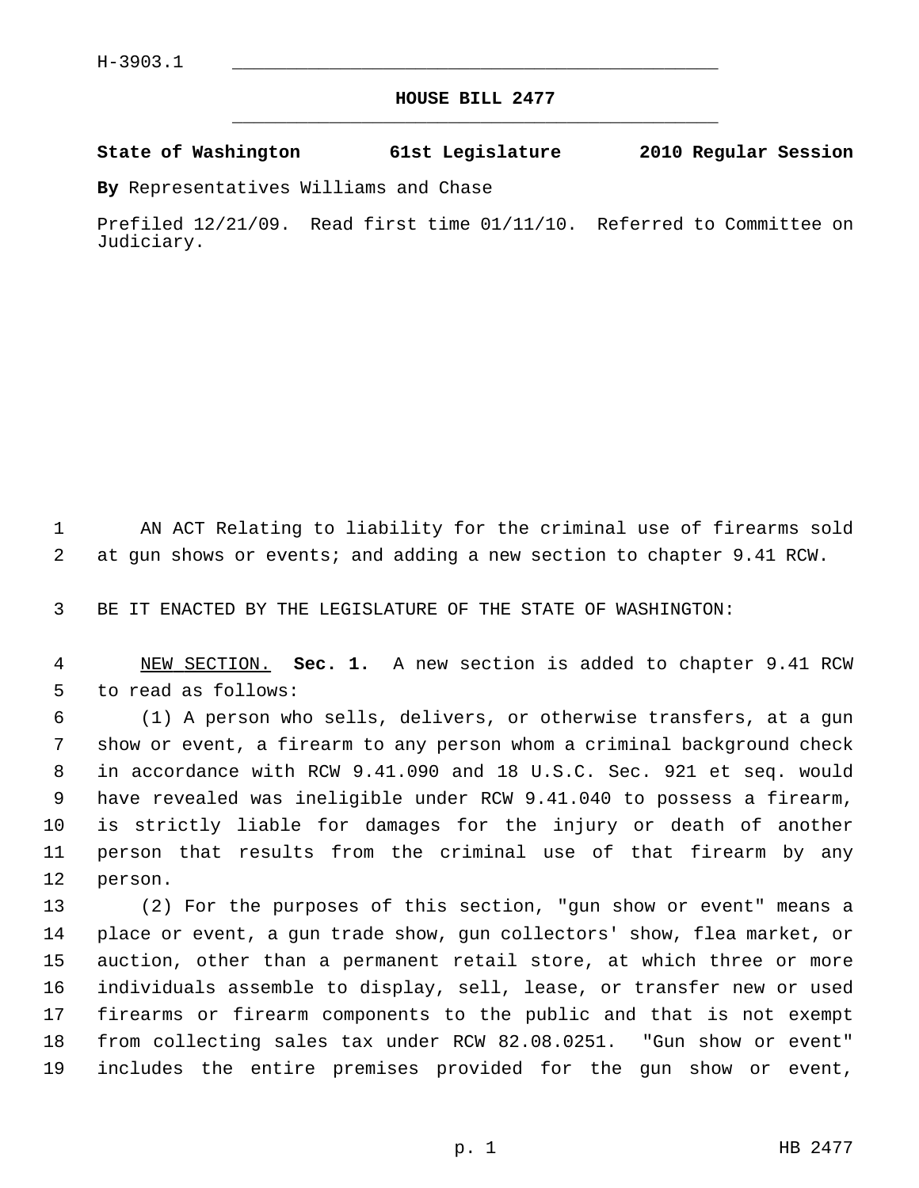H-3903.1

# HOUSE BILL 2477

**State of Washington 61st Legislature 2010 Regular Session**

**By** Representatives Williams and Chase

Prefiled 12/21/09. Read first time 01/11/10. Referred to Committee on Judiciary.

AN ACT Relating to liability for the criminal use of firearms sold at gun shows or events; and adding a new section to chapter 9.41 RCW.

BE IT ENACTED BY THE LEGISLATURE OF THE STATE OF WASHINGTON:

NEW SECTION. **Sec. 1.** A new section is added to chapter 9.41 RCW to read as follows:

(1) A person who sells, delivers, or otherwise transfers, at a gun show or event, a firearm to any person whom a criminal background check in accordance with RCW 9.41.090 and 18 U.S.C. Sec. 921 et seq. would have revealed was ineligible under RCW 9.41.040 to possess a firearm, is strictly liable for damages for the injury or death of another person that results from the criminal use of that firearm by any person.

(2) For the purposes of this section, "gun show or event" means a place or event, a gun trade show, gun collectors' show, flea market, or auction, other than a permanent retail store, at which three or more individuals assemble to display, sell, lease, or transfer new or used firearms or firearm components to the public and that is not exempt from collecting sales tax under RCW 82.08.0251. "Gun show or event" includes the entire premises provided for the gun show or event,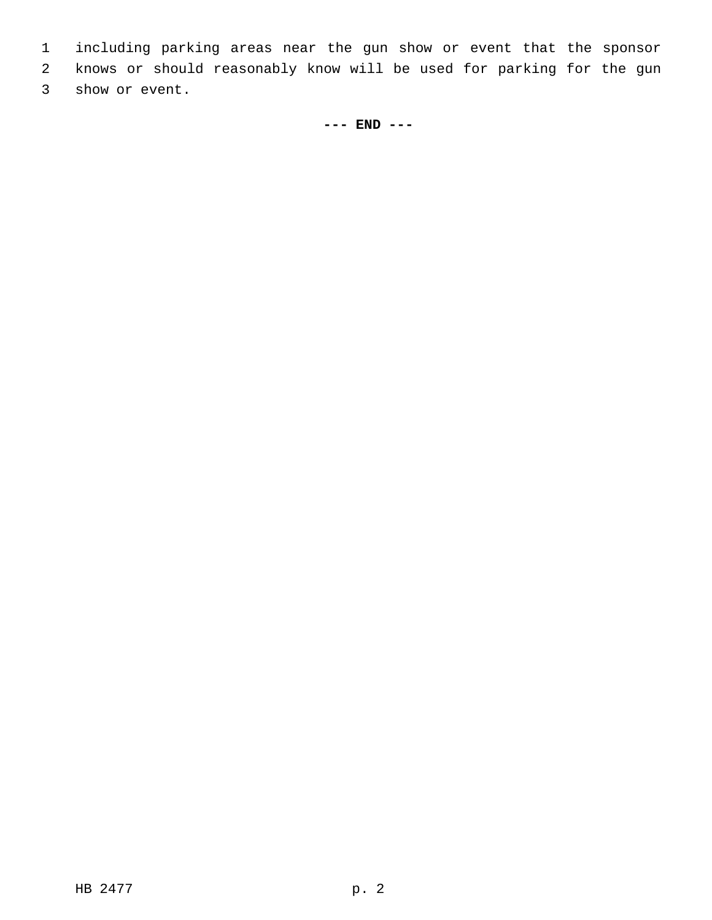including parking areas near the gun show or event that the sponsor knows or should reasonably know will be used for parking for the gun show or event.

**--- END ---**